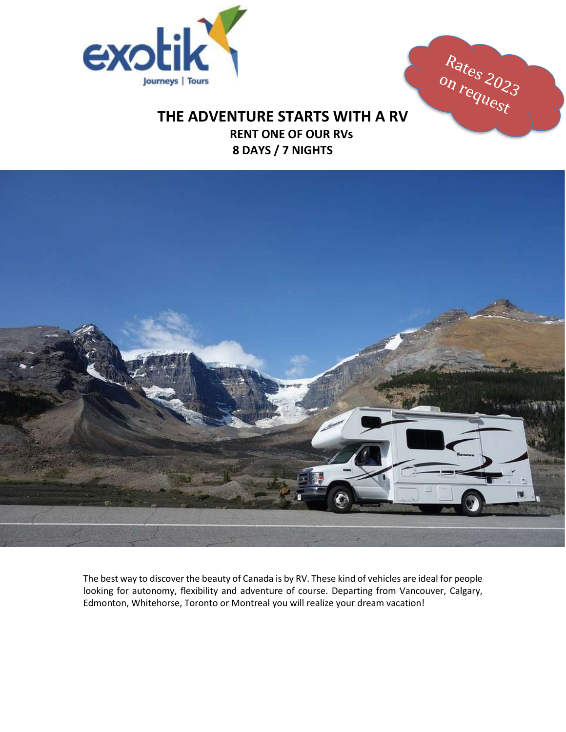Rates 2023 on request

# THE ADVENTURE STARTS WITH A RV

## RENT ONE OF OUR RVs

## 8 DAYS / 7 NIGHTS

The best way to discover the beauty of Canada is by RV. These kind of vehicles are ideal for people looking for autonomy, flexibility and adventure of course. Departing from Vancouver, Calgary, Edmonton, Whitehorse, Toronto or Montreal you will realize your dream vacation!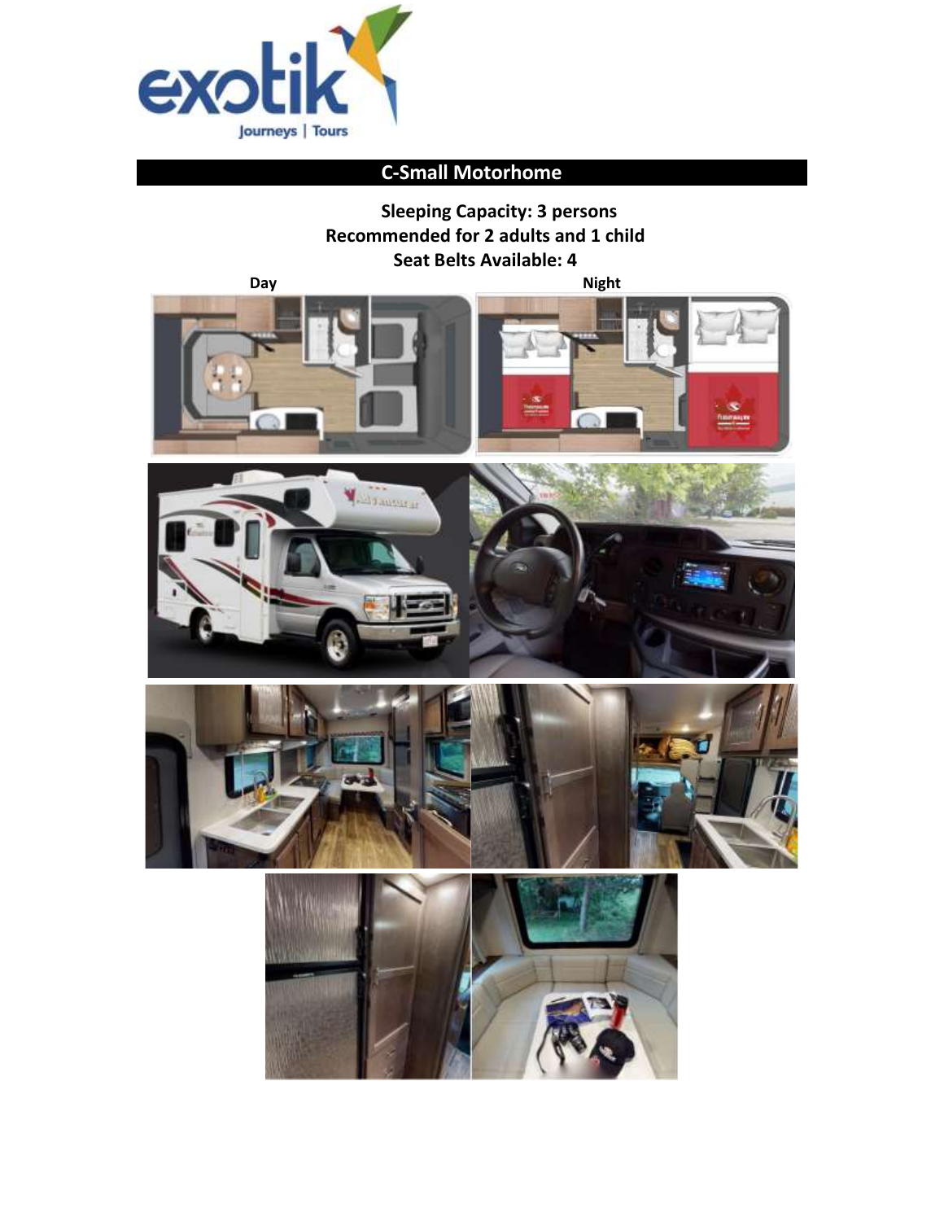# C-Small Motorhome

**Sleeping Capacity: 3 persons**
**Recommended for 2 adults and 1 child**
**Seat Belts Available: 4**

**Day** **Night**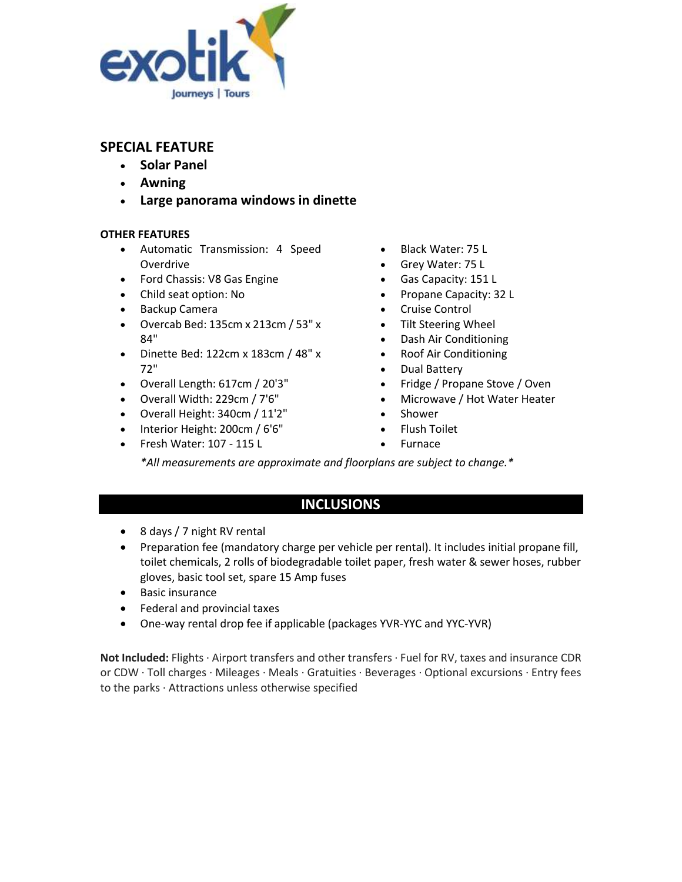## SPECIAL FEATURE

- **Solar Panel**
- **Awning**
- **Large panorama windows in dinette**

### OTHER FEATURES

- Automatic Transmission: 4 Speed Overdrive
- Ford Chassis: V8 Gas Engine
- Child seat option: No
- Backup Camera
- Overcab Bed: 135cm x 213cm / 53" x 84"
- Dinette Bed: 122cm x 183cm / 48" x 72"
- Overall Length: 617cm / 20'3"
- Overall Width: 229cm / 7'6"
- Overall Height: 340cm / 11'2"
- Interior Height: 200cm / 6'6"
- Fresh Water: 107 - 115 L
- Black Water: 75 L
- Grey Water: 75 L
- Gas Capacity: 151 L
- Propane Capacity: 32 L
- Cruise Control
- Tilt Steering Wheel
- Dash Air Conditioning
- Roof Air Conditioning
- Dual Battery
- Fridge / Propane Stove / Oven
- Microwave / Hot Water Heater
- Shower
- Flush Toilet
- Furnace

*\*All measurements are approximate and floorplans are subject to change.\**

## INCLUSIONS

- 8 days / 7 night RV rental
- Preparation fee (mandatory charge per vehicle per rental). It includes initial propane fill, toilet chemicals, 2 rolls of biodegradable toilet paper, fresh water & sewer hoses, rubber gloves, basic tool set, spare 15 Amp fuses
- Basic insurance
- Federal and provincial taxes
- One-way rental drop fee if applicable (packages YVR-YYC and YYC-YVR)

**Not Included:** Flights · Airport transfers and other transfers · Fuel for RV, taxes and insurance CDR or CDW · Toll charges · Mileages · Meals · Gratuities · Beverages · Optional excursions · Entry fees to the parks · Attractions unless otherwise specified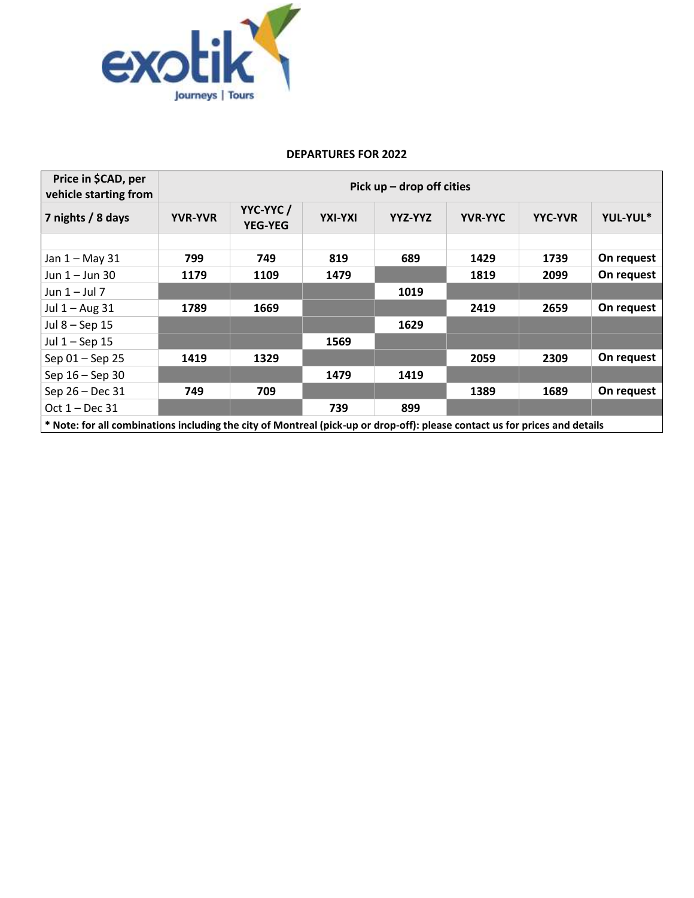**DEPARTURES FOR 2022**

| Price in $CAD, per vehicle starting from | Pick up – drop off cities | | | | | | |
|---|---|---|---|---|---|---|---|
| **7 nights / 8 days** | **YVR-YVR** | **YYC-YYC / YEG-YEG** | **YXI-YXI** | **YYZ-YYZ** | **YVR-YYC** | **YYC-YVR** | **YUL-YUL*** |
| | | | | | | | |
| Jan 1 – May 31 | **799** | **749** | **819** | **689** | **1429** | **1739** | **On request** |
| Jun 1 – Jun 30 | **1179** | **1109** | **1479** | | **1819** | **2099** | **On request** |
| Jun 1 – Jul 7 | | | | **1019** | | | |
| Jul 1 – Aug 31 | **1789** | **1669** | | | **2419** | **2659** | **On request** |
| Jul 8 – Sep 15 | | | | **1629** | | | |
| Jul 1 – Sep 15 | | | **1569** | | | | |
| Sep 01 – Sep 25 | **1419** | **1329** | | | **2059** | **2309** | **On request** |
| Sep 16 – Sep 30 | | | **1479** | **1419** | | | |
| Sep 26 – Dec 31 | **749** | **709** | | | **1389** | **1689** | **On request** |
| Oct 1 – Dec 31 | | | **739** | **899** | | | |

**\* Note: for all combinations including the city of Montreal (pick-up or drop-off): please contact us for prices and details**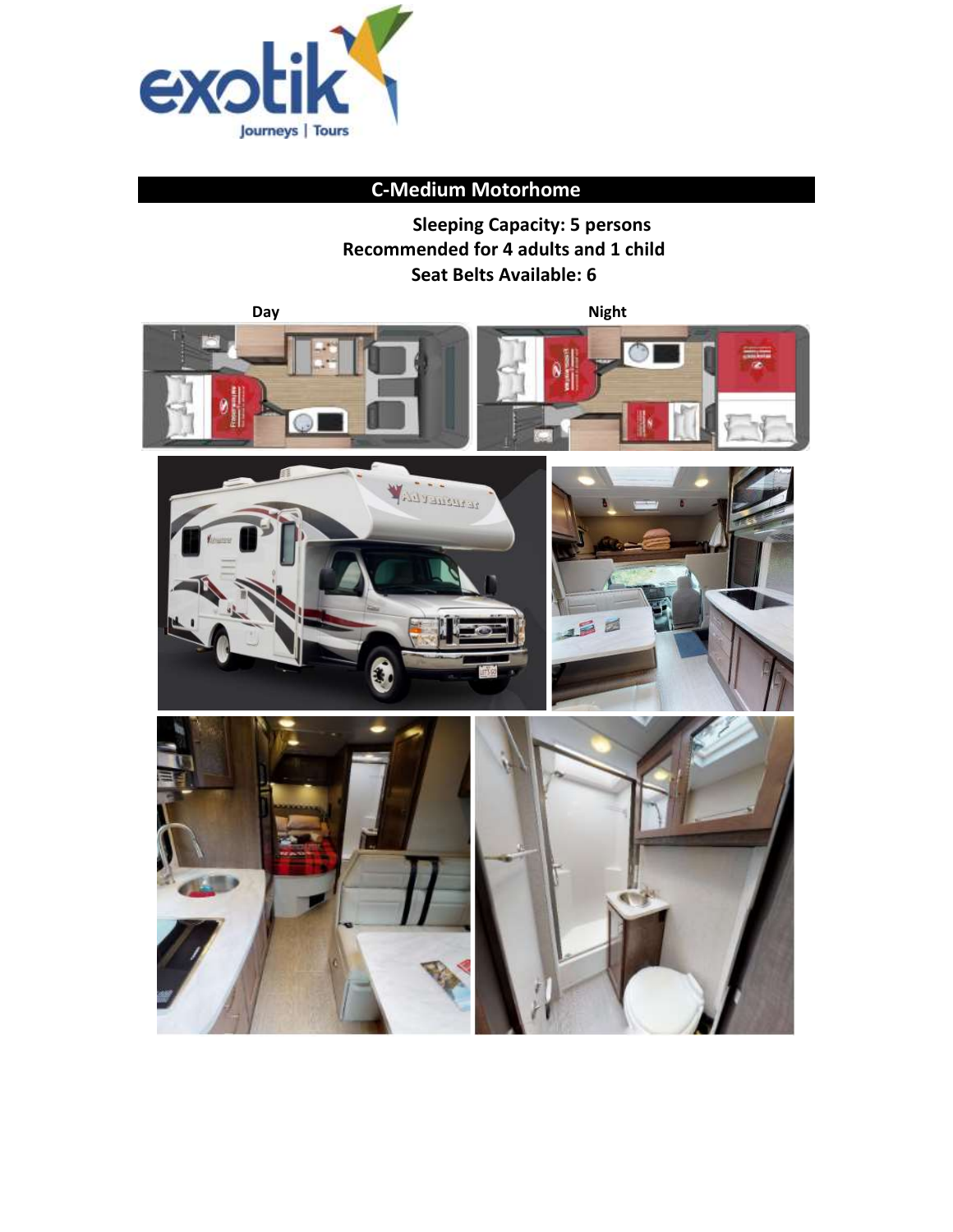# C-Medium Motorhome

**Sleeping Capacity: 5 persons**
**Recommended for 4 adults and 1 child**
**Seat Belts Available: 6**

**Day** **Night**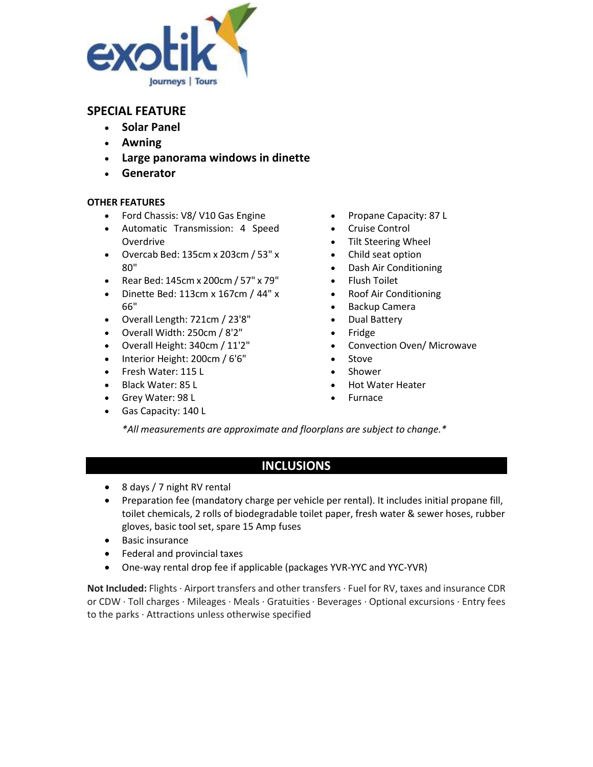## SPECIAL FEATURE

- **Solar Panel**
- **Awning**
- **Large panorama windows in dinette**
- **Generator**

### OTHER FEATURES

- Ford Chassis: V8/ V10 Gas Engine
- Automatic Transmission: 4 Speed Overdrive
- Overcab Bed: 135cm x 203cm / 53" x 80"
- Rear Bed: 145cm x 200cm / 57" x 79"
- Dinette Bed: 113cm x 167cm / 44" x 66"
- Overall Length: 721cm / 23'8"
- Overall Width: 250cm / 8'2"
- Overall Height: 340cm / 11'2"
- Interior Height: 200cm / 6'6"
- Fresh Water: 115 L
- Black Water: 85 L
- Grey Water: 98 L
- Gas Capacity: 140 L
- Propane Capacity: 87 L
- Cruise Control
- Tilt Steering Wheel
- Child seat option
- Dash Air Conditioning
- Flush Toilet
- Roof Air Conditioning
- Backup Camera
- Dual Battery
- Fridge
- Convection Oven/ Microwave
- Stove
- Shower
- Hot Water Heater
- Furnace

*\*All measurements are approximate and floorplans are subject to change.\**

## INCLUSIONS

- 8 days / 7 night RV rental
- Preparation fee (mandatory charge per vehicle per rental). It includes initial propane fill, toilet chemicals, 2 rolls of biodegradable toilet paper, fresh water & sewer hoses, rubber gloves, basic tool set, spare 15 Amp fuses
- Basic insurance
- Federal and provincial taxes
- One-way rental drop fee if applicable (packages YVR-YYC and YYC-YVR)

**Not Included:** Flights · Airport transfers and other transfers · Fuel for RV, taxes and insurance CDR or CDW · Toll charges · Mileages · Meals · Gratuities · Beverages · Optional excursions · Entry fees to the parks · Attractions unless otherwise specified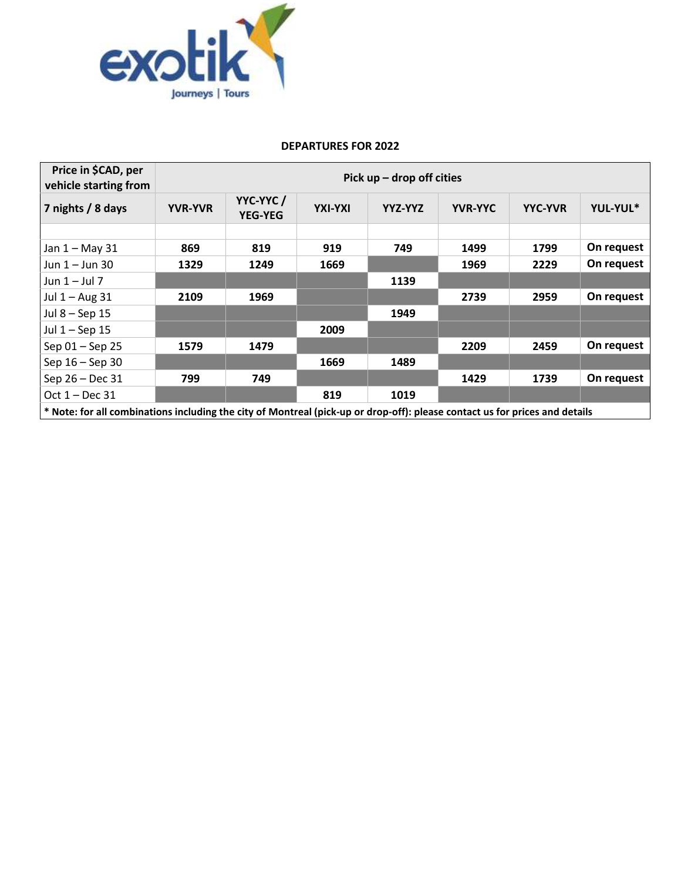**DEPARTURES FOR 2022**

| Price in $CAD, per vehicle starting from | Pick up – drop off cities | | | | | | |
|---|---|---|---|---|---|---|---|
| **7 nights / 8 days** | **YVR-YVR** | **YYC-YYC / YEG-YEG** | **YXI-YXI** | **YYZ-YYZ** | **YVR-YYC** | **YYC-YVR** | **YUL-YUL*** |
| | | | | | | | |
| Jan 1 – May 31 | **869** | **819** | **919** | **749** | **1499** | **1799** | **On request** |
| Jun 1 – Jun 30 | **1329** | **1249** | **1669** | | **1969** | **2229** | **On request** |
| Jun 1 – Jul 7 | | | | **1139** | | | |
| Jul 1 – Aug 31 | **2109** | **1969** | | | **2739** | **2959** | **On request** |
| Jul 8 – Sep 15 | | | | **1949** | | | |
| Jul 1 – Sep 15 | | | **2009** | | | | |
| Sep 01 – Sep 25 | **1579** | **1479** | | | **2209** | **2459** | **On request** |
| Sep 16 – Sep 30 | | | **1669** | **1489** | | | |
| Sep 26 – Dec 31 | **799** | **749** | | | **1429** | **1739** | **On request** |
| Oct 1 – Dec 31 | | | **819** | **1019** | | | |

**\* Note: for all combinations including the city of Montreal (pick-up or drop-off): please contact us for prices and details**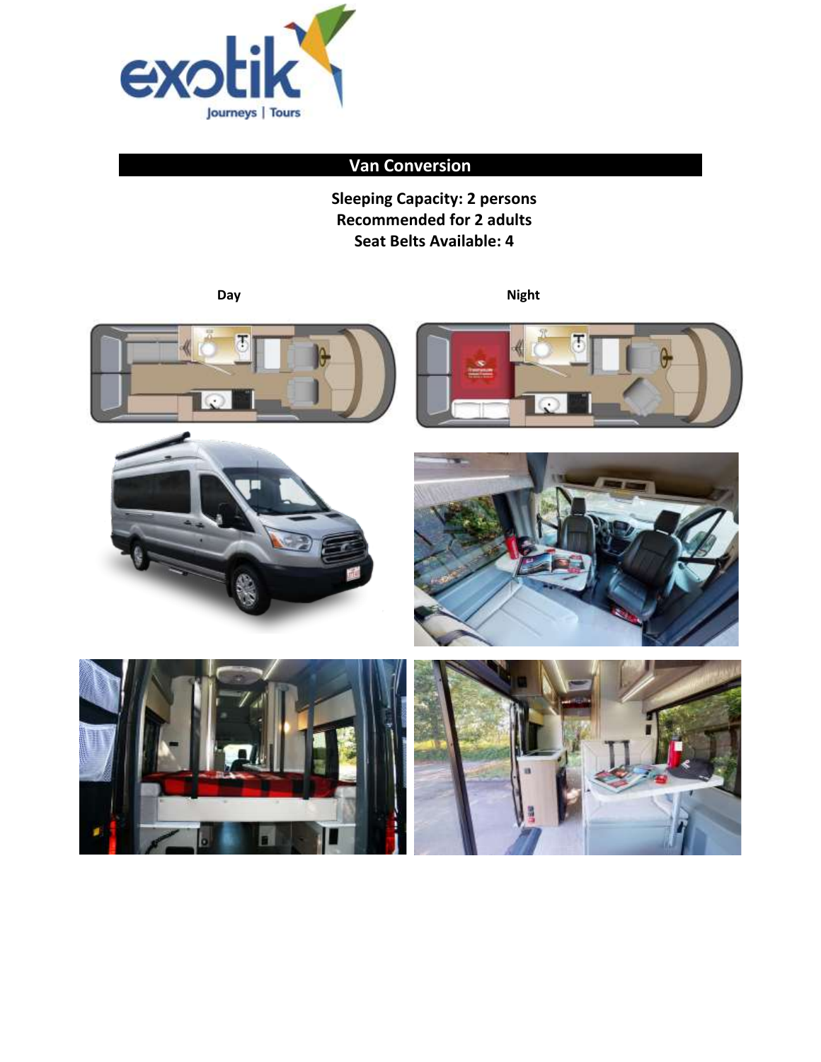## Van Conversion

**Sleeping Capacity: 2 persons**
**Recommended for 2 adults**
**Seat Belts Available: 4**

**Day**

**Night**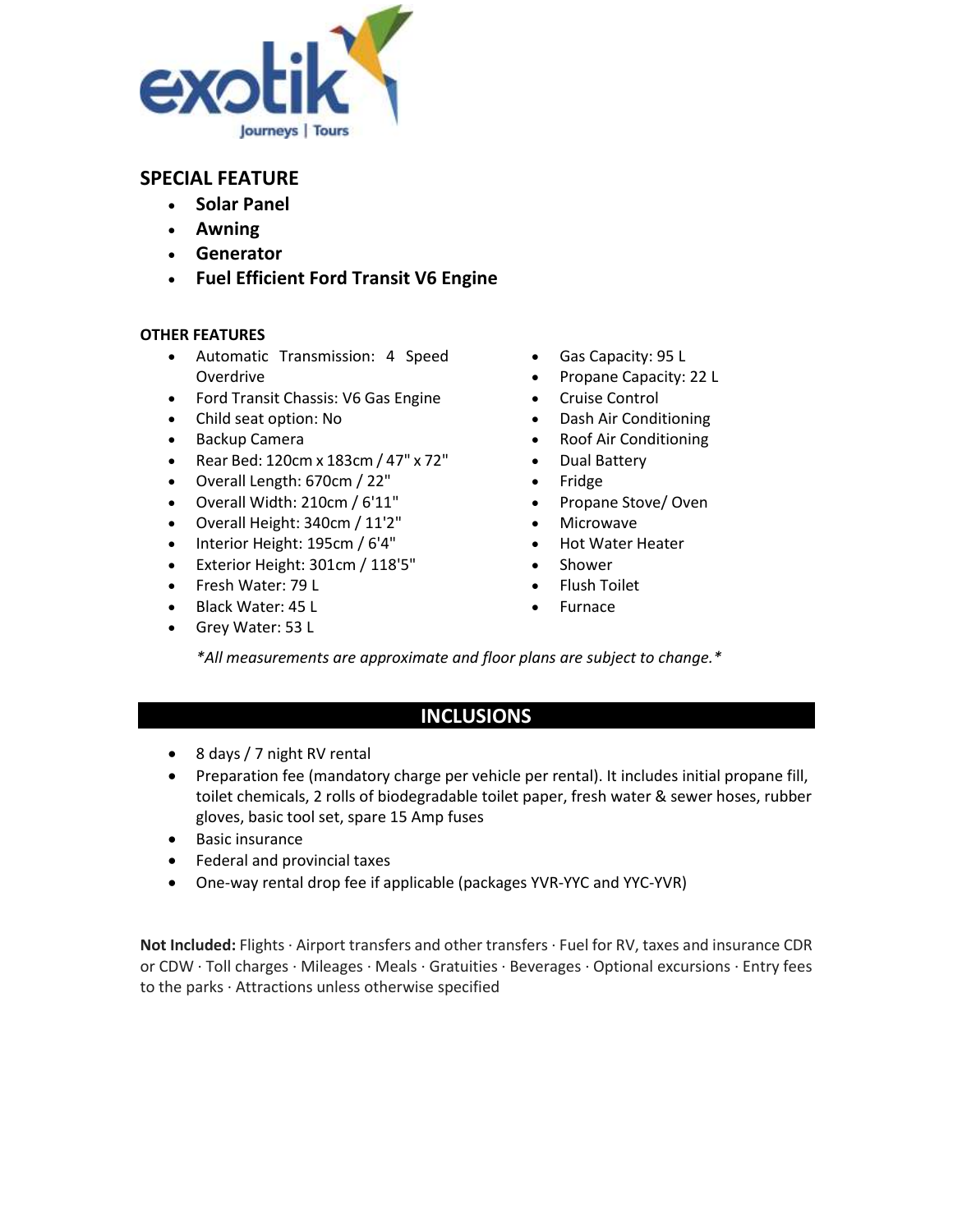## SPECIAL FEATURE

- **Solar Panel**
- **Awning**
- **Generator**
- **Fuel Efficient Ford Transit V6 Engine**

### OTHER FEATURES

- Automatic Transmission: 4 Speed Overdrive
- Ford Transit Chassis: V6 Gas Engine
- Child seat option: No
- Backup Camera
- Rear Bed: 120cm x 183cm / 47" x 72"
- Overall Length: 670cm / 22"
- Overall Width: 210cm / 6'11"
- Overall Height: 340cm / 11'2"
- Interior Height: 195cm / 6'4"
- Exterior Height: 301cm / 118'5"
- Fresh Water: 79 L
- Black Water: 45 L
- Grey Water: 53 L
- Gas Capacity: 95 L
- Propane Capacity: 22 L
- Cruise Control
- Dash Air Conditioning
- Roof Air Conditioning
- Dual Battery
- Fridge
- Propane Stove/ Oven
- Microwave
- Hot Water Heater
- Shower
- Flush Toilet
- Furnace

*\*All measurements are approximate and floor plans are subject to change.\**

## INCLUSIONS

- 8 days / 7 night RV rental
- Preparation fee (mandatory charge per vehicle per rental). It includes initial propane fill, toilet chemicals, 2 rolls of biodegradable toilet paper, fresh water & sewer hoses, rubber gloves, basic tool set, spare 15 Amp fuses
- Basic insurance
- Federal and provincial taxes
- One-way rental drop fee if applicable (packages YVR-YYC and YYC-YVR)

**Not Included:** Flights · Airport transfers and other transfers · Fuel for RV, taxes and insurance CDR or CDW · Toll charges · Mileages · Meals · Gratuities · Beverages · Optional excursions · Entry fees to the parks · Attractions unless otherwise specified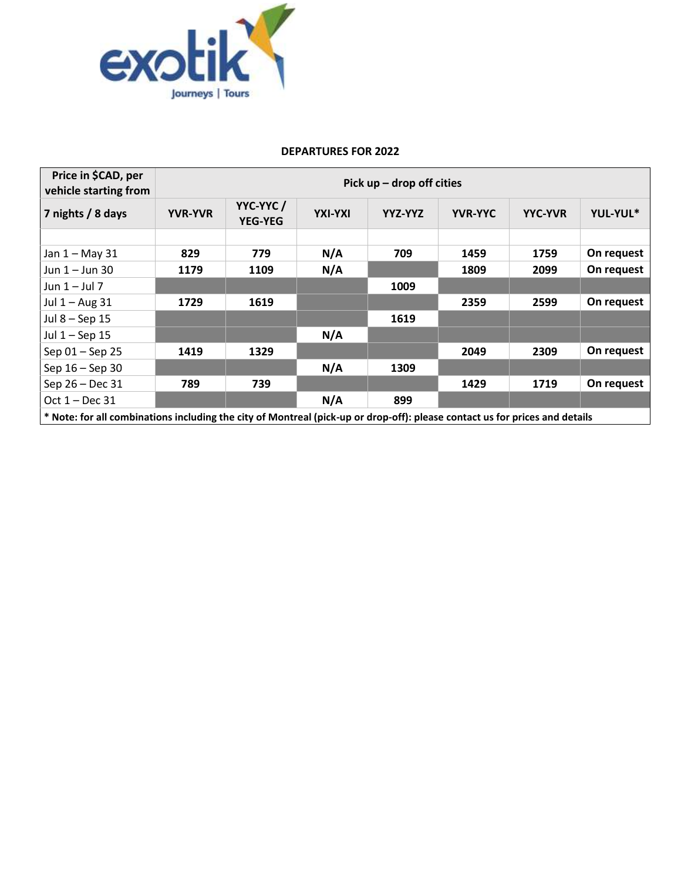## DEPARTURES FOR 2022

| Price in $CAD, per vehicle starting from | Pick up – drop off cities | | | | | | |
|---|---|---|---|---|---|---|---|
| **7 nights / 8 days** | **YVR-YVR** | **YYC-YYC / YEG-YEG** | **YXI-YXI** | **YYZ-YYZ** | **YVR-YYC** | **YYC-YVR** | **YUL-YUL*** |
| | | | | | | | |
| Jan 1 – May 31 | **829** | **779** | **N/A** | **709** | **1459** | **1759** | **On request** |
| Jun 1 – Jun 30 | **1179** | **1109** | **N/A** | | **1809** | **2099** | **On request** |
| Jun 1 – Jul 7 | | | | **1009** | | | |
| Jul 1 – Aug 31 | **1729** | **1619** | | | **2359** | **2599** | **On request** |
| Jul 8 – Sep 15 | | | | **1619** | | | |
| Jul 1 – Sep 15 | | | **N/A** | | | | |
| Sep 01 – Sep 25 | **1419** | **1329** | | | **2049** | **2309** | **On request** |
| Sep 16 – Sep 30 | | | **N/A** | **1309** | | | |
| Sep 26 – Dec 31 | **789** | **739** | | | **1429** | **1719** | **On request** |
| Oct 1 – Dec 31 | | | **N/A** | **899** | | | |

**\* Note: for all combinations including the city of Montreal (pick-up or drop-off): please contact us for prices and details**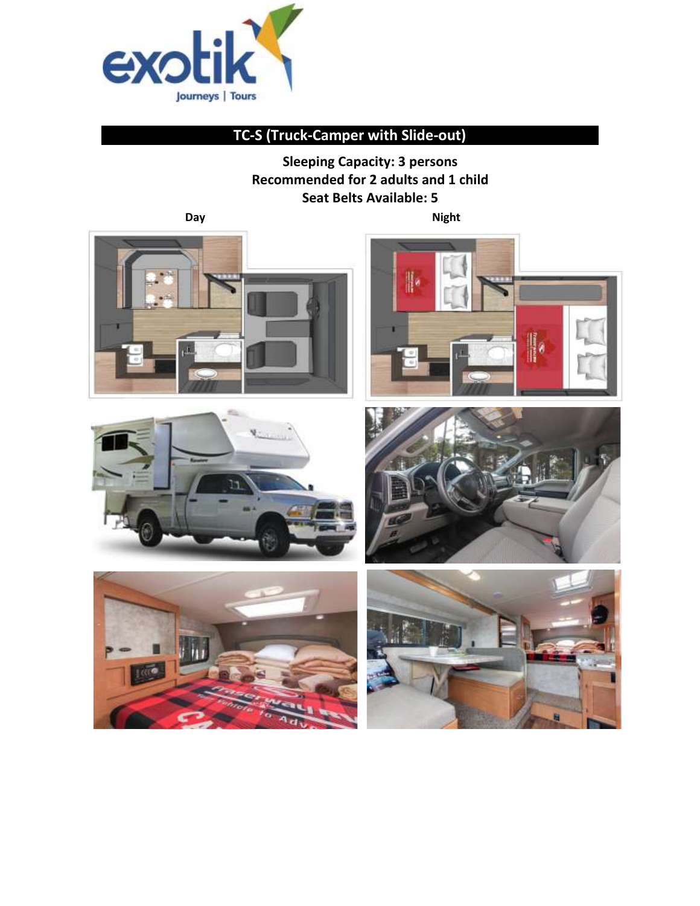## TC-S (Truck-Camper with Slide-out)

**Sleeping Capacity: 3 persons**
**Recommended for 2 adults and 1 child**
**Seat Belts Available: 5**

**Day** **Night**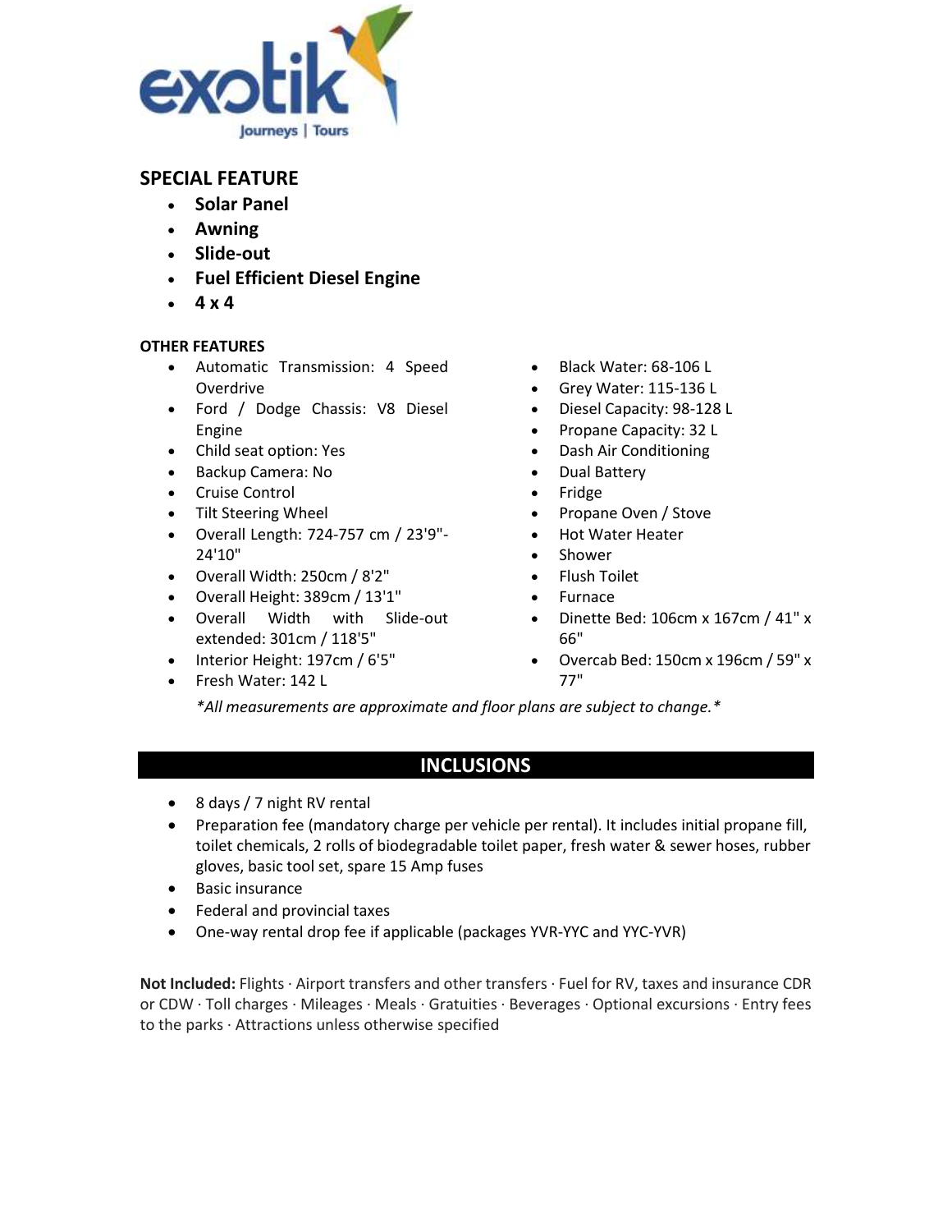## SPECIAL FEATURE

- **Solar Panel**
- **Awning**
- **Slide-out**
- **Fuel Efficient Diesel Engine**
- **4 x 4**

### OTHER FEATURES

- Automatic Transmission: 4 Speed Overdrive
- Ford / Dodge Chassis: V8 Diesel Engine
- Child seat option: Yes
- Backup Camera: No
- Cruise Control
- Tilt Steering Wheel
- Overall Length: 724-757 cm / 23'9"-24'10"
- Overall Width: 250cm / 8'2"
- Overall Height: 389cm / 13'1"
- Overall Width with Slide-out extended: 301cm / 118'5"
- Interior Height: 197cm / 6'5"
- Fresh Water: 142 L
- Black Water: 68-106 L
- Grey Water: 115-136 L
- Diesel Capacity: 98-128 L
- Propane Capacity: 32 L
- Dash Air Conditioning
- Dual Battery
- Fridge
- Propane Oven / Stove
- Hot Water Heater
- Shower
- Flush Toilet
- Furnace
- Dinette Bed: 106cm x 167cm / 41" x 66"
- Overcab Bed: 150cm x 196cm / 59" x 77"

*\*All measurements are approximate and floor plans are subject to change.\**

## INCLUSIONS

- 8 days / 7 night RV rental
- Preparation fee (mandatory charge per vehicle per rental). It includes initial propane fill, toilet chemicals, 2 rolls of biodegradable toilet paper, fresh water & sewer hoses, rubber gloves, basic tool set, spare 15 Amp fuses
- Basic insurance
- Federal and provincial taxes
- One-way rental drop fee if applicable (packages YVR-YYC and YYC-YVR)

**Not Included:** Flights · Airport transfers and other transfers · Fuel for RV, taxes and insurance CDR or CDW · Toll charges · Mileages · Meals · Gratuities · Beverages · Optional excursions · Entry fees to the parks · Attractions unless otherwise specified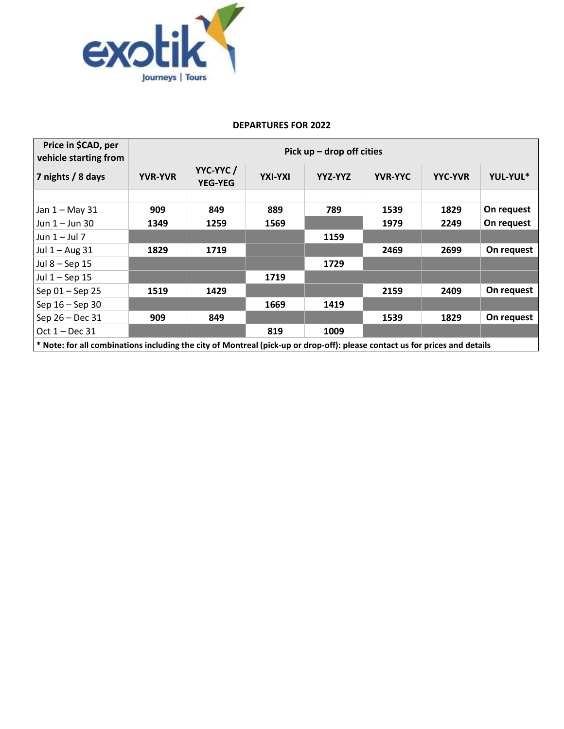**DEPARTURES FOR 2022**

| Price in $CAD, per vehicle starting from | Pick up – drop off cities | | | | | | |
|---|---|---|---|---|---|---|---|
| **7 nights / 8 days** | **YVR-YVR** | **YYC-YYC / YEG-YEG** | **YXI-YXI** | **YYZ-YYZ** | **YVR-YYC** | **YYC-YVR** | **YUL-YUL*** |
| | | | | | | | |
| Jan 1 – May 31 | **909** | **849** | **889** | **789** | **1539** | **1829** | **On request** |
| Jun 1 – Jun 30 | **1349** | **1259** | **1569** | | **1979** | **2249** | **On request** |
| Jun 1 – Jul 7 | | | | **1159** | | | |
| Jul 1 – Aug 31 | **1829** | **1719** | | | **2469** | **2699** | **On request** |
| Jul 8 – Sep 15 | | | | **1729** | | | |
| Jul 1 – Sep 15 | | | **1719** | | | | |
| Sep 01 – Sep 25 | **1519** | **1429** | | | **2159** | **2409** | **On request** |
| Sep 16 – Sep 30 | | | **1669** | **1419** | | | |
| Sep 26 – Dec 31 | **909** | **849** | | | **1539** | **1829** | **On request** |
| Oct 1 – Dec 31 | | | **819** | **1009** | | | |

**\* Note: for all combinations including the city of Montreal (pick-up or drop-off): please contact us for prices and details**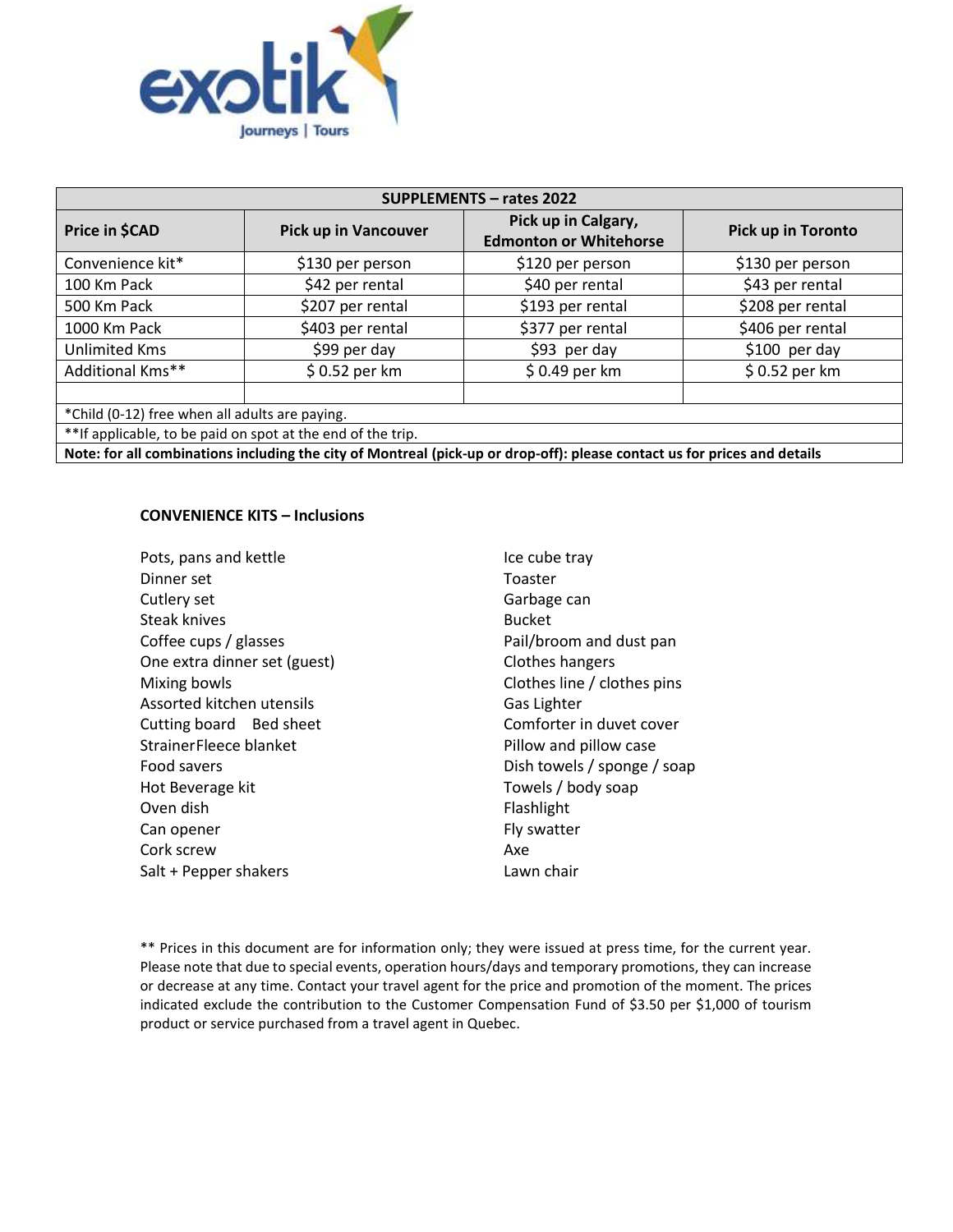| SUPPLEMENTS – rates 2022 | | | |
|---|---|---|---|
| **Price in $CAD** | **Pick up in Vancouver** | **Pick up in Calgary, Edmonton or Whitehorse** | **Pick up in Toronto** |
| Convenience kit* | $130 per person | $120 per person | $130 per person |
| 100 Km Pack | $42 per rental | $40 per rental | $43 per rental |
| 500 Km Pack | $207 per rental | $193 per rental | $208 per rental |
| 1000 Km Pack | $403 per rental | $377 per rental | $406 per rental |
| Unlimited Kms | $99 per day | $93 per day | $100 per day |
| Additional Kms** | $ 0.52 per km | $ 0.49 per km | $ 0.52 per km |
| | | | |

*Child (0-12) free when all adults are paying.

**If applicable, to be paid on spot at the end of the trip.

**Note: for all combinations including the city of Montreal (pick-up or drop-off): please contact us for prices and details**

**CONVENIENCE KITS – Inclusions**

- Pots, pans and kettle
- Dinner set
- Cutlery set
- Steak knives
- Coffee cups / glasses
- One extra dinner set (guest)
- Mixing bowls
- Assorted kitchen utensils
- Cutting board
- Bed sheet
- Strainer
- Fleece blanket
- Food savers
- Hot Beverage kit
- Oven dish
- Can opener
- Cork screw
- Salt + Pepper shakers
- Ice cube tray
- Toaster
- Garbage can
- Bucket
- Pail/broom and dust pan
- Clothes hangers
- Clothes line / clothes pins
- Gas Lighter
- Comforter in duvet cover
- Pillow and pillow case
- Dish towels / sponge / soap
- Towels / body soap
- Flashlight
- Fly swatter
- Axe
- Lawn chair

** Prices in this document are for information only; they were issued at press time, for the current year. Please note that due to special events, operation hours/days and temporary promotions, they can increase or decrease at any time. Contact your travel agent for the price and promotion of the moment. The prices indicated exclude the contribution to the Customer Compensation Fund of $3.50 per $1,000 of tourism product or service purchased from a travel agent in Quebec.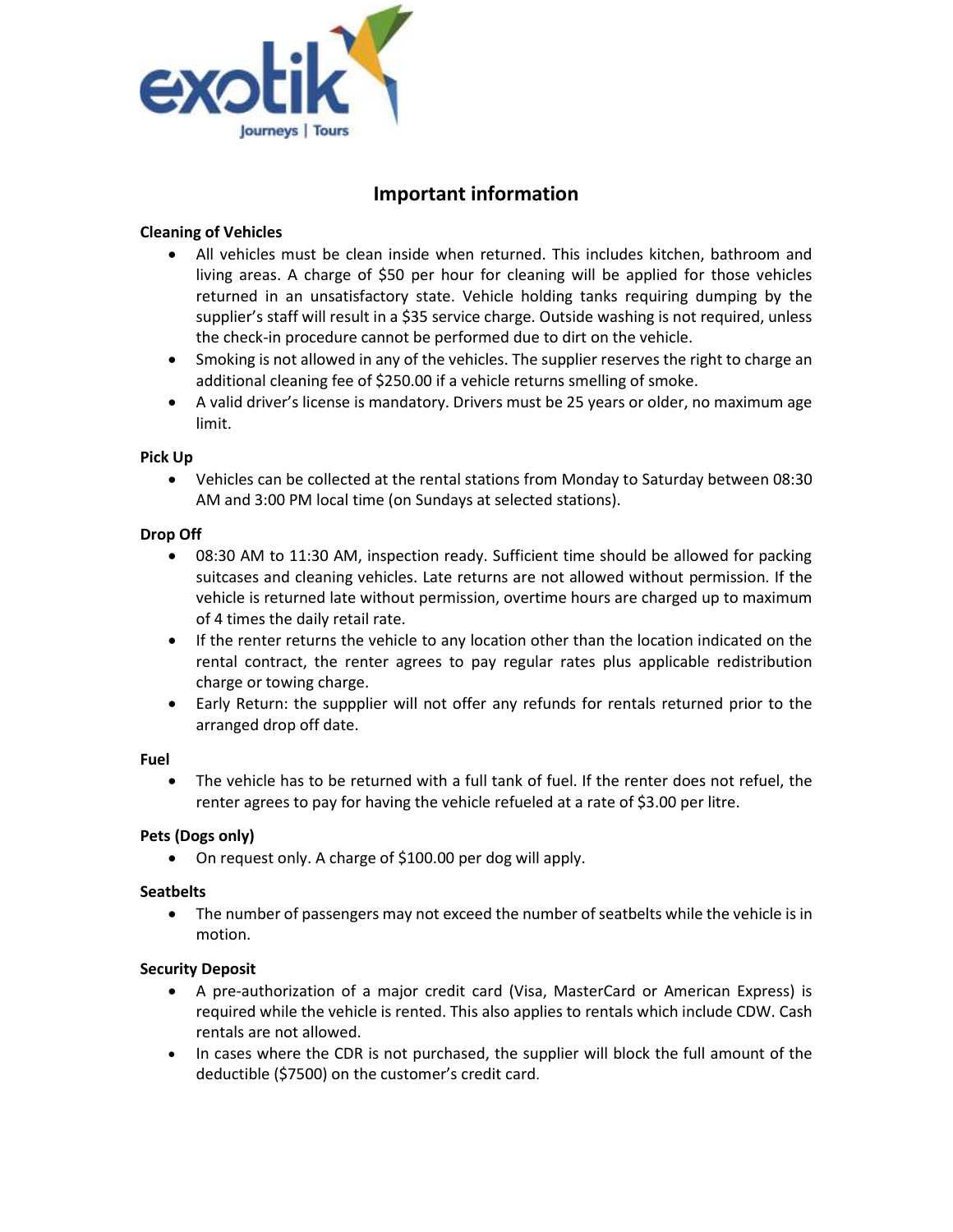# Important information

**Cleaning of Vehicles**

- All vehicles must be clean inside when returned. This includes kitchen, bathroom and living areas. A charge of $50 per hour for cleaning will be applied for those vehicles returned in an unsatisfactory state. Vehicle holding tanks requiring dumping by the supplier's staff will result in a $35 service charge. Outside washing is not required, unless the check-in procedure cannot be performed due to dirt on the vehicle.
- Smoking is not allowed in any of the vehicles. The supplier reserves the right to charge an additional cleaning fee of $250.00 if a vehicle returns smelling of smoke.
- A valid driver's license is mandatory. Drivers must be 25 years or older, no maximum age limit.

**Pick Up**

- Vehicles can be collected at the rental stations from Monday to Saturday between 08:30 AM and 3:00 PM local time (on Sundays at selected stations).

**Drop Off**

- 08:30 AM to 11:30 AM, inspection ready. Sufficient time should be allowed for packing suitcases and cleaning vehicles. Late returns are not allowed without permission. If the vehicle is returned late without permission, overtime hours are charged up to maximum of 4 times the daily retail rate.
- If the renter returns the vehicle to any location other than the location indicated on the rental contract, the renter agrees to pay regular rates plus applicable redistribution charge or towing charge.
- Early Return: the suppplier will not offer any refunds for rentals returned prior to the arranged drop off date.

**Fuel**

- The vehicle has to be returned with a full tank of fuel. If the renter does not refuel, the renter agrees to pay for having the vehicle refueled at a rate of $3.00 per litre.

**Pets (Dogs only)**

- On request only. A charge of $100.00 per dog will apply.

**Seatbelts**

- The number of passengers may not exceed the number of seatbelts while the vehicle is in motion.

**Security Deposit**

- A pre-authorization of a major credit card (Visa, MasterCard or American Express) is required while the vehicle is rented. This also applies to rentals which include CDW. Cash rentals are not allowed.
- In cases where the CDR is not purchased, the supplier will block the full amount of the deductible ($7500) on the customer's credit card.